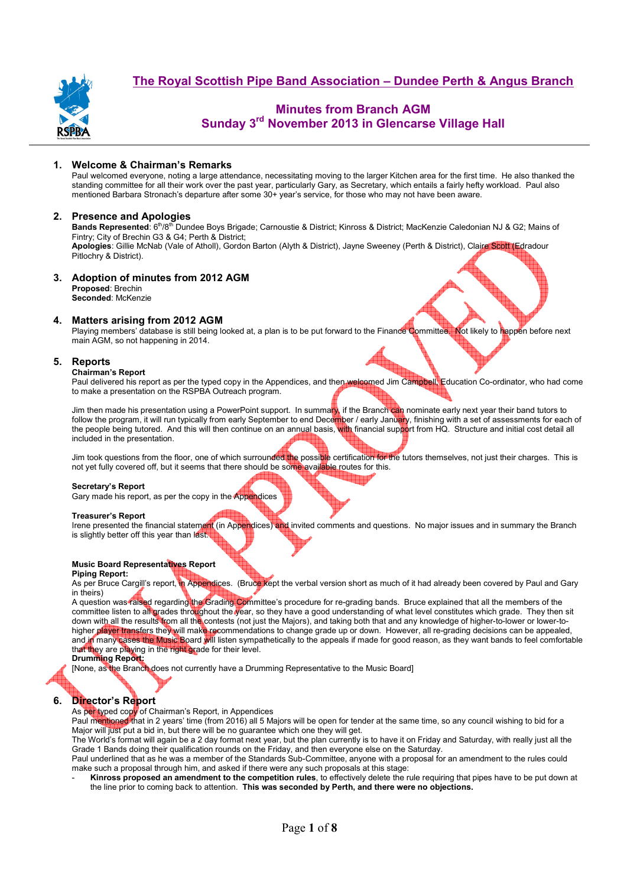# The Royal Scottish Pipe Band Association – Dundee Perth & Angus Branch

## Minutes from Branch AGM
## Sunday 3rd November 2013 in Glencarse Village Hall

### 1. Welcome & Chairman's Remarks

Paul welcomed everyone, noting a large attendance, necessitating moving to the larger Kitchen area for the first time. He also thanked the standing committee for all their work over the past year, particularly Gary, as Secretary, which entails a fairly hefty workload. Paul also mentioned Barbara Stronach's departure after some 30+ year's service, for those who may not have been aware.

### 2. Presence and Apologies

**Bands Represented**: 6th/8th Dundee Boys Brigade; Carnoustie & District; Kinross & District; MacKenzie Caledonian NJ & G2; Mains of Fintry; City of Brechin G3 & G4; Perth & District;
**Apologies**: Gillie McNab (Vale of Atholl), Gordon Barton (Alyth & District), Jayne Sweeney (Perth & District), Claire Scott (Edradour Pitlochry & District).

### 3. Adoption of minutes from 2012 AGM

**Proposed**: Brechin
**Seconded**: McKenzie

### 4. Matters arising from 2012 AGM

Playing members' database is still being looked at, a plan is to be put forward to the Finance Committee. Not likely to happen before next main AGM, so not happening in 2014.

### 5. Reports

**Chairman's Report**
Paul delivered his report as per the typed copy in the Appendices, and then welcomed Jim Campbell, Education Co-ordinator, who had come to make a presentation on the RSPBA Outreach program.

Jim then made his presentation using a PowerPoint support. In summary, if the Branch can nominate early next year their band tutors to follow the program, it will run typically from early September to end December / early January, finishing with a set of assessments for each of the people being tutored. And this will then continue on an annual basis, with financial support from HQ. Structure and initial cost detail all included in the presentation.

Jim took questions from the floor, one of which surrounded the possible certification for the tutors themselves, not just their charges. This is not yet fully covered off, but it seems that there should be some available routes for this.

**Secretary's Report**
Gary made his report, as per the copy in the Appendices

**Treasurer's Report**
Irene presented the financial statement (in Appendices) and invited comments and questions. No major issues and in summary the Branch is slightly better off this year than last.

**Music Board Representatives Report**
**Piping Report:**
As per Bruce Cargill's report, in Appendices. (Bruce kept the verbal version short as much of it had already been covered by Paul and Gary in theirs)
A question was raised regarding the Grading Committee's procedure for re-grading bands. Bruce explained that all the members of the committee listen to all grades throughout the year, so they have a good understanding of what level constitutes which grade. They then sit down with all the results from all the contests (not just the Majors), and taking both that and any knowledge of higher-to-lower or lower-to-higher player transfers they will make recommendations to change grade up or down. However, all re-grading decisions can be appealed, and in many cases the Music Board will listen sympathetically to the appeals if made for good reason, as they want bands to feel comfortable that they are playing in the right grade for their level.
**Drumming Report:**
[None, as the Branch does not currently have a Drumming Representative to the Music Board]

### 6. Director's Report

As per typed copy of Chairman's Report, in Appendices
Paul mentioned that in 2 years' time (from 2016) all 5 Majors will be open for tender at the same time, so any council wishing to bid for a Major will just put a bid in, but there will be no guarantee which one they will get.
The World's format will again be a 2 day format next year, but the plan currently is to have it on Friday and Saturday, with really just all the Grade 1 Bands doing their qualification rounds on the Friday, and then everyone else on the Saturday.
Paul underlined that as he was a member of the Standards Sub-Committee, anyone with a proposal for an amendment to the rules could make such a proposal through him, and asked if there were any such proposals at this stage:

- **Kinross proposed an amendment to the competition rules**, to effectively delete the rule requiring that pipes have to be put down at the line prior to coming back to attention. **This was seconded by Perth, and there were no objections.**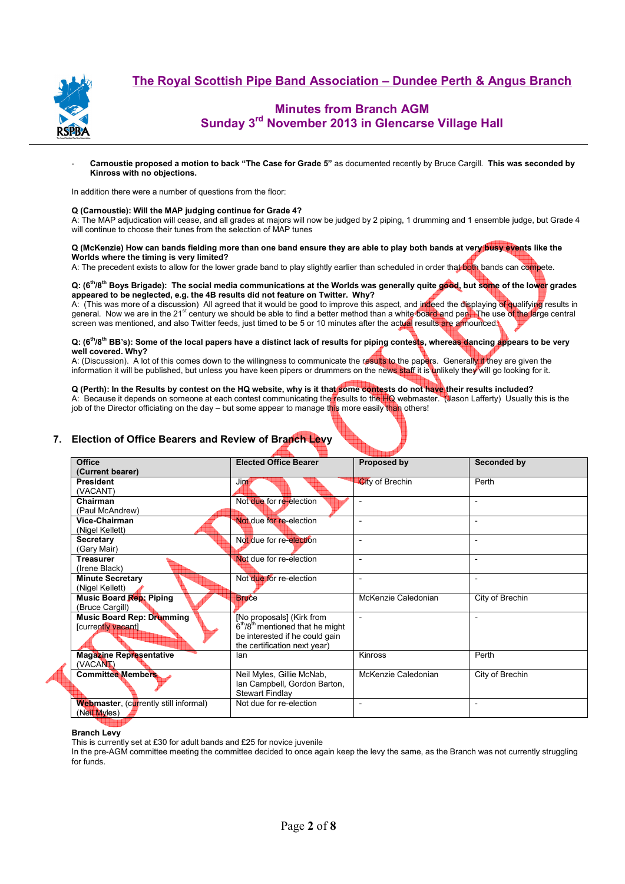# The Royal Scottish Pipe Band Association – Dundee Perth & Angus Branch

## Minutes from Branch AGM
## Sunday 3rd November 2013 in Glencarse Village Hall

- **Carnoustie proposed a motion to back "The Case for Grade 5"** as documented recently by Bruce Cargill. **This was seconded by Kinross with no objections.**

In addition there were a number of questions from the floor:

**Q (Carnoustie): Will the MAP judging continue for Grade 4?**
A: The MAP adjudication will cease, and all grades at majors will now be judged by 2 piping, 1 drumming and 1 ensemble judge, but Grade 4 will continue to choose their tunes from the selection of MAP tunes

**Q (McKenzie) How can bands fielding more than one band ensure they are able to play both bands at very busy events like the Worlds where the timing is very limited?**
A: The precedent exists to allow for the lower grade band to play slightly earlier than scheduled in order that both bands can compete.

**Q: (6th/8th Boys Brigade): The social media communications at the Worlds was generally quite good, but some of the lower grades appeared to be neglected, e.g. the 4B results did not feature on Twitter. Why?**
A: (This was more of a discussion) All agreed that it would be good to improve this aspect, and indeed the displaying of qualifying results in general. Now we are in the 21st century we should be able to find a better method than a white board and pen. The use of the large central screen was mentioned, and also Twitter feeds, just timed to be 5 or 10 minutes after the actual results are announced.

**Q: (6th/8th BB's): Some of the local papers have a distinct lack of results for piping contests, whereas dancing appears to be very well covered. Why?**
A: (Discussion). A lot of this comes down to the willingness to communicate the results to the papers. Generally if they are given the information it will be published, but unless you have keen pipers or drummers on the news staff it is unlikely they will go looking for it.

**Q (Perth): In the Results by contest on the HQ website, why is it that some contests do not have their results included?**
A: Because it depends on someone at each contest communicating the results to the HQ webmaster. (Jason Lafferty) Usually this is the job of the Director officiating on the day – but some appear to manage this more easily than others!

### 7. Election of Office Bearers and Review of Branch Levy

| Office (Current bearer) | Elected Office Bearer | Proposed by | Seconded by |
|---|---|---|---|
| **President** (VACANT) | Jim | City of Brechin | Perth |
| **Chairman** (Paul McAndrew) | Not due for re-election | - | - |
| **Vice-Chairman** (Nigel Kellett) | Not due for re-election | - | - |
| **Secretary** (Gary Mair) | Not due for re-election | - | - |
| **Treasurer** (Irene Black) | Not due for re-election | - | - |
| **Minute Secretary** (Nigel Kellett) | Not due for re-election | - | - |
| **Music Board Rep: Piping** (Bruce Cargill) | Bruce | McKenzie Caledonian | City of Brechin |
| **Music Board Rep: Drumming** [currently vacant] | [No proposals] (Kirk from 6th/8th mentioned that he might be interested if he could gain the certification next year) | - | - |
| **Magazine Representative** (VACANT) | Ian | Kinross | Perth |
| **Committee Members** | Neil Myles, Gillie McNab, Ian Campbell, Gordon Barton, Stewart Findlay | McKenzie Caledonian | City of Brechin |
| **Webmaster**, (currently still informal) (Neil Myles) | Not due for re-election | - | - |

**Branch Levy**
This is currently set at £30 for adult bands and £25 for novice juvenile
In the pre-AGM committee meeting the committee decided to once again keep the levy the same, as the Branch was not currently struggling for funds.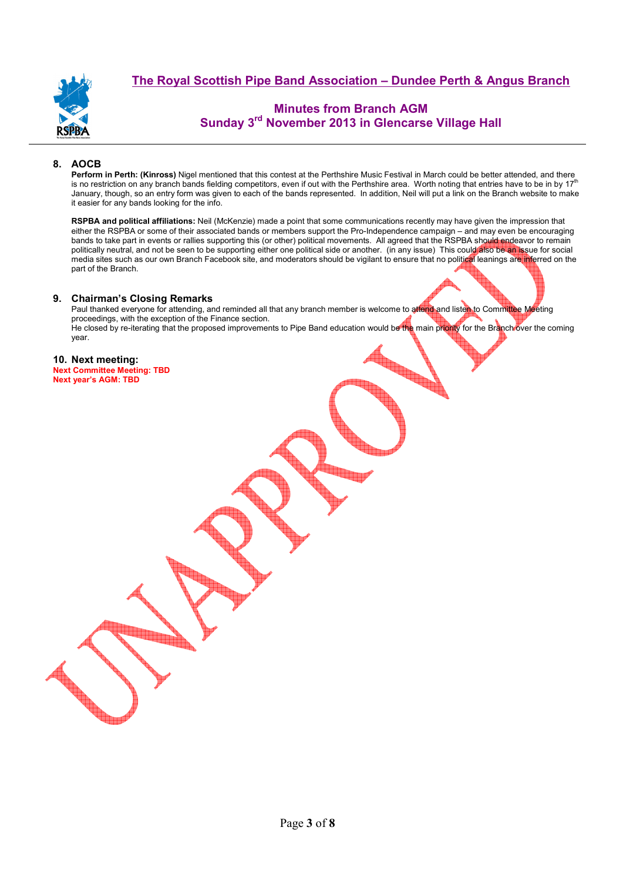## 8. AOCB

**Perform in Perth: (Kinross)** Nigel mentioned that this contest at the Perthshire Music Festival in March could be better attended, and there is no restriction on any branch bands fielding competitors, even if out with the Perthshire area. Worth noting that entries have to be in by 17th January, though, so an entry form was given to each of the bands represented. In addition, Neil will put a link on the Branch website to make it easier for any bands looking for the info.

**RSPBA and political affiliations:** Neil (McKenzie) made a point that some communications recently may have given the impression that either the RSPBA or some of their associated bands or members support the Pro-Independence campaign – and may even be encouraging bands to take part in events or rallies supporting this (or other) political movements. All agreed that the RSPBA should endeavor to remain politically neutral, and not be seen to be supporting either one political side or another. (in any issue) This could also be an issue for social media sites such as our own Branch Facebook site, and moderators should be vigilant to ensure that no political leanings are inferred on the part of the Branch.

## 9. Chairman's Closing Remarks

Paul thanked everyone for attending, and reminded all that any branch member is welcome to attend and listen to Committee Meeting proceedings, with the exception of the Finance section.
He closed by re-iterating that the proposed improvements to Pipe Band education would be the main priority for the Branch over the coming year.

## 10. Next meeting:

**Next Committee Meeting: TBD**
**Next year's AGM: TBD**

UNAPPROVED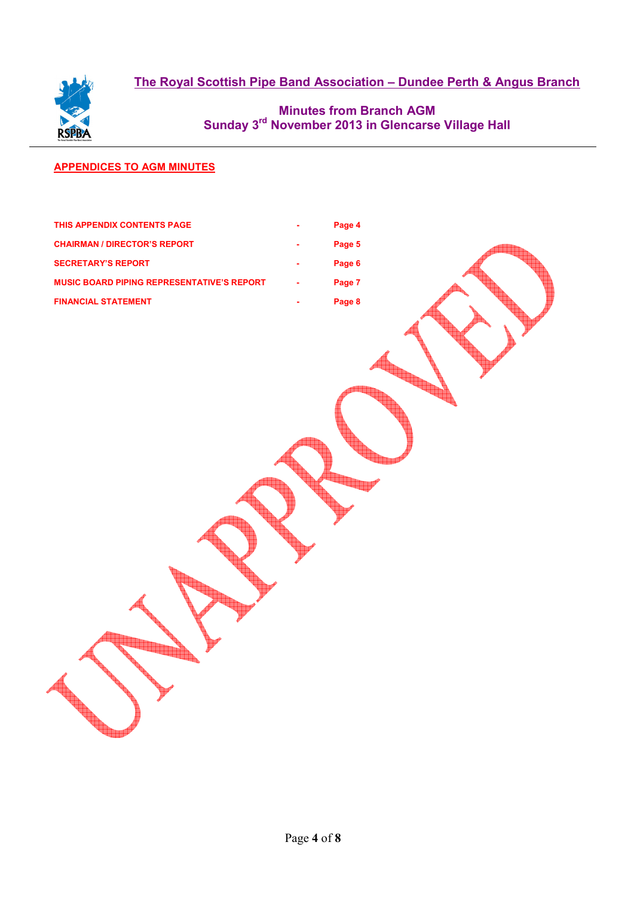# The Royal Scottish Pipe Band Association – Dundee Perth & Angus Branch

## Minutes from Branch AGM
## Sunday 3rd November 2013 in Glencarse Village Hall

### APPENDICES TO AGM MINUTES

| | | |
|---|---|---|
| THIS APPENDIX CONTENTS PAGE | - | Page 4 |
| CHAIRMAN / DIRECTOR'S REPORT | - | Page 5 |
| SECRETARY'S REPORT | - | Page 6 |
| MUSIC BOARD PIPING REPRESENTATIVE'S REPORT | - | Page 7 |
| FINANCIAL STATEMENT | - | Page 8 |

UNAPPROVED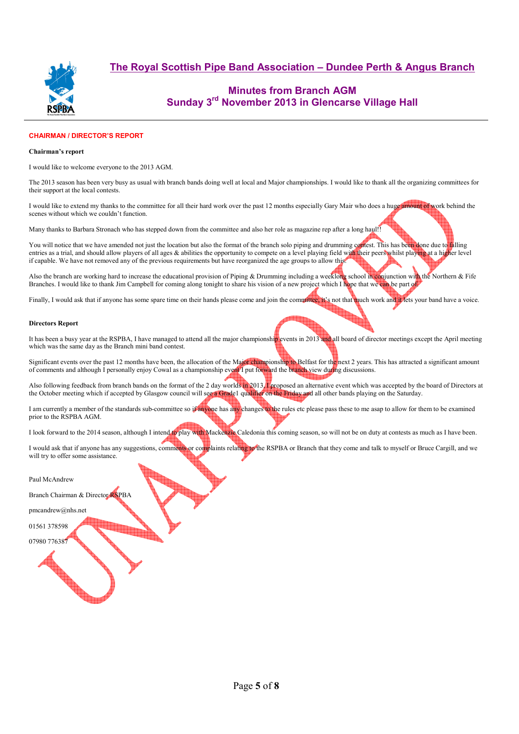## The Royal Scottish Pipe Band Association – Dundee Perth & Angus Branch

### Minutes from Branch AGM
### Sunday 3rd November 2013 in Glencarse Village Hall

**CHAIRMAN / DIRECTOR'S REPORT**

**Chairman's report**

I would like to welcome everyone to the 2013 AGM.

The 2013 season has been very busy as usual with branch bands doing well at local and Major championships. I would like to thank all the organizing committees for their support at the local contests.

I would like to extend my thanks to the committee for all their hard work over the past 12 months especially Gary Mair who does a huge amount of work behind the scenes without which we couldn't function.

Many thanks to Barbara Stronach who has stepped down from the committee and also her role as magazine rep after a long haul!!

You will notice that we have amended not just the location but also the format of the branch solo piping and drumming contest. This has been done due to falling entries as a trial, and should allow players of all ages & abilities the opportunity to compete on a level playing field with their peers whilst playing at a higher level if capable. We have not removed any of the previous requirements but have reorganized the age groups to allow this.

Also the branch are working hard to increase the educational provision of Piping & Drumming including a weeklong school in conjunction with the Northern & Fife Branches. I would like to thank Jim Campbell for coming along tonight to share his vision of a new project which I hope that we can be part of.

Finally, I would ask that if anyone has some spare time on their hands please come and join the committee, it's not that much work and it lets your band have a voice.

**Directors Report**

It has been a busy year at the RSPBA, I have managed to attend all the major championship events in 2013 and all board of director meetings except the April meeting which was the same day as the Branch mini band contest.

Significant events over the past 12 months have been, the allocation of the Major championship to Belfast for the next 2 years. This has attracted a significant amount of comments and although I personally enjoy Cowal as a championship event I put forward the branch view during discussions.

Also following feedback from branch bands on the format of the 2 day worlds in 2013, I proposed an alternative event which was accepted by the board of Directors at the October meeting which if accepted by Glasgow council will see a Grade1 qualifier on the Friday and all other bands playing on the Saturday.

I am currently a member of the standards sub-committee so if anyone has any changes to the rules etc please pass these to me asap to allow for them to be examined prior to the RSPBA AGM.

I look forward to the 2014 season, although I intend to play with Mackenzie Caledonia this coming season, so will not be on duty at contests as much as I have been.

I would ask that if anyone has any suggestions, comments or complaints relating to the RSPBA or Branch that they come and talk to myself or Bruce Cargill, and we will try to offer some assistance.

Paul McAndrew

Branch Chairman & Director RSPBA

pmcandrew@nhs.net

01561 378598

07980 776387

UNAPPROVED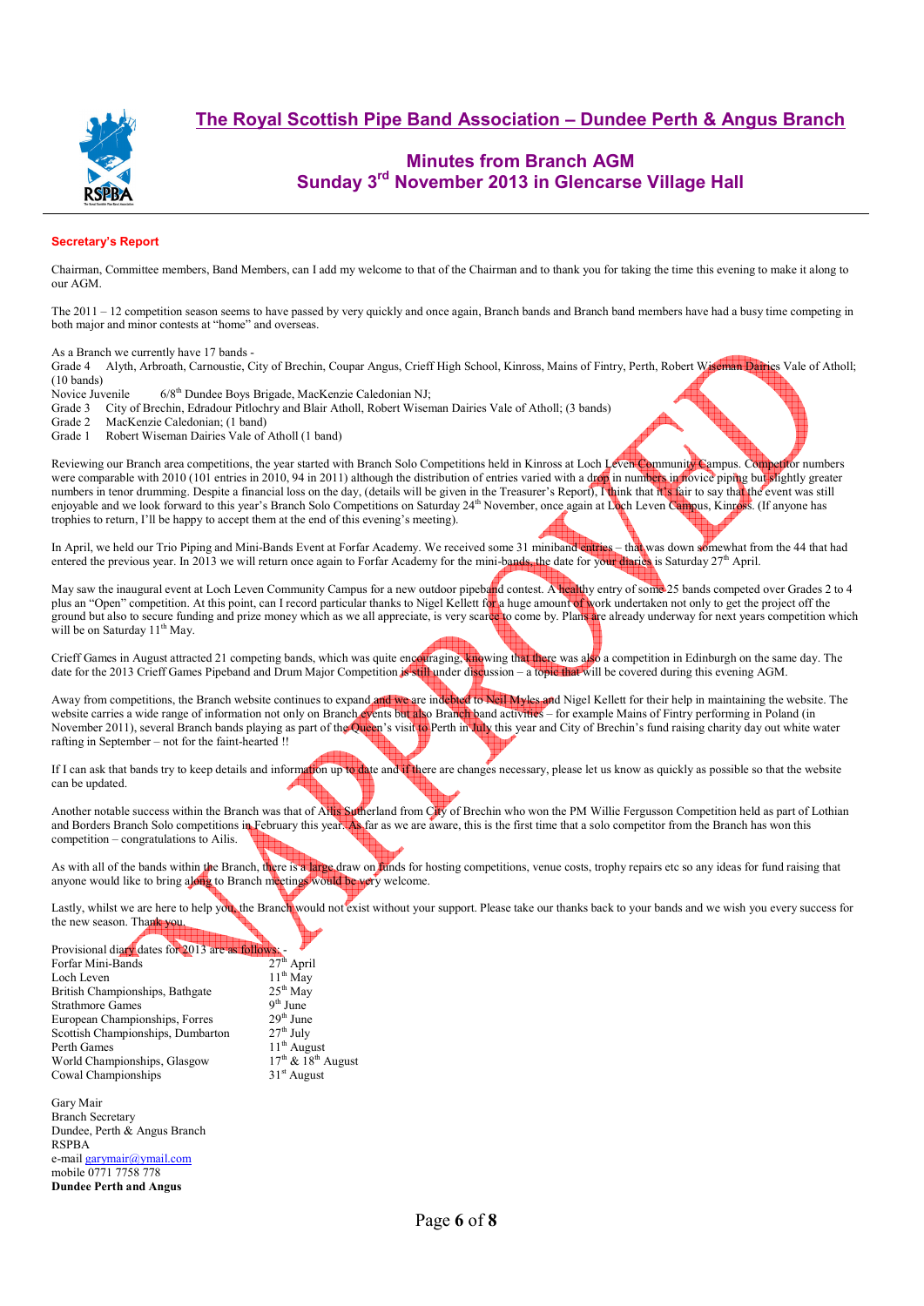# The Royal Scottish Pipe Band Association – Dundee Perth & Angus Branch

## Minutes from Branch AGM
## Sunday 3rd November 2013 in Glencarse Village Hall

### Secretary's Report

Chairman, Committee members, Band Members, can I add my welcome to that of the Chairman and to thank you for taking the time this evening to make it along to our AGM.

The 2011 – 12 competition season seems to have passed by very quickly and once again, Branch bands and Branch band members have had a busy time competing in both major and minor contests at "home" and overseas.

As a Branch we currently have 17 bands -

Grade 4 Alyth, Arbroath, Carnoustie, City of Brechin, Coupar Angus, Crieff High School, Kinross, Mains of Fintry, Perth, Robert Wiseman Dairies Vale of Atholl; (10 bands)

Novice Juvenile 6/8th Dundee Boys Brigade, MacKenzie Caledonian NJ;

Grade 3 City of Brechin, Edradour Pitlochry and Blair Atholl, Robert Wiseman Dairies Vale of Atholl; (3 bands)

Grade 2 MacKenzie Caledonian; (1 band)

Grade 1 Robert Wiseman Dairies Vale of Atholl (1 band)

Reviewing our Branch area competitions, the year started with Branch Solo Competitions held in Kinross at Loch Leven Community Campus. Competitor numbers were comparable with 2010 (101 entries in 2010, 94 in 2011) although the distribution of entries varied with a drop in numbers in novice piping but slightly greater numbers in tenor drumming. Despite a financial loss on the day, (details will be given in the Treasurer's Report), I think that it's fair to say that the event was still enjoyable and we look forward to this year's Branch Solo Competitions on Saturday 24th November, once again at Loch Leven Campus, Kinross. (If anyone has trophies to return, I'll be happy to accept them at the end of this evening's meeting).

In April, we held our Trio Piping and Mini-Bands Event at Forfar Academy. We received some 31 miniband entries – that was down somewhat from the 44 that had entered the previous year. In 2013 we will return once again to Forfar Academy for the mini-bands, the date for your diaries is Saturday 27th April.

May saw the inaugural event at Loch Leven Community Campus for a new outdoor pipeband contest. A healthy entry of some 25 bands competed over Grades 2 to 4 plus an "Open" competition. At this point, can I record particular thanks to Nigel Kellett for a huge amount of work undertaken not only to get the project off the ground but also to secure funding and prize money which as we all appreciate, is very scarce to come by. Plans are already underway for next years competition which will be on Saturday 11th May.

Crieff Games in August attracted 21 competing bands, which was quite encouraging, knowing that there was also a competition in Edinburgh on the same day. The date for the 2013 Crieff Games Pipeband and Drum Major Competition is still under discussion – a topic that will be covered during this evening AGM.

Away from competitions, the Branch website continues to expand and we are indebted to Neil Myles and Nigel Kellett for their help in maintaining the website. The website carries a wide range of information not only on Branch events but also Branch band activities – for example Mains of Fintry performing in Poland (in November 2011), several Branch bands playing as part of the Queen's visit to Perth in July this year and City of Brechin's fund raising charity day out white water rafting in September – not for the faint-hearted !!

If I can ask that bands try to keep details and information up to date and if there are changes necessary, please let us know as quickly as possible so that the website can be updated.

Another notable success within the Branch was that of Ailis Sutherland from City of Brechin who won the PM Willie Fergusson Competition held as part of Lothian and Borders Branch Solo competitions in February this year. As far as we are aware, this is the first time that a solo competitor from the Branch has won this competition – congratulations to Ailis.

As with all of the bands within the Branch, there is a large draw on funds for hosting competitions, venue costs, trophy repairs etc so any ideas for fund raising that anyone would like to bring along to Branch meetings would be very welcome.

Lastly, whilst we are here to help you, the Branch would not exist without your support. Please take our thanks back to your bands and we wish you every success for the new season. Thank you.

Provisional diary dates for 2013 are as follows: -

| | |
|---|---|
| Forfar Mini-Bands | 27th April |
| Loch Leven | 11th May |
| British Championships, Bathgate | 25th May |
| Strathmore Games | 9th June |
| European Championships, Forres | 29th June |
| Scottish Championships, Dumbarton | 27th July |
| Perth Games | 11th August |
| World Championships, Glasgow | 17th & 18th August |
| Cowal Championships | 31st August |

Gary Mair
Branch Secretary
Dundee, Perth & Angus Branch
RSPBA
e-mail garymair@ymail.com
mobile 0771 7758 778
**Dundee Perth and Angus**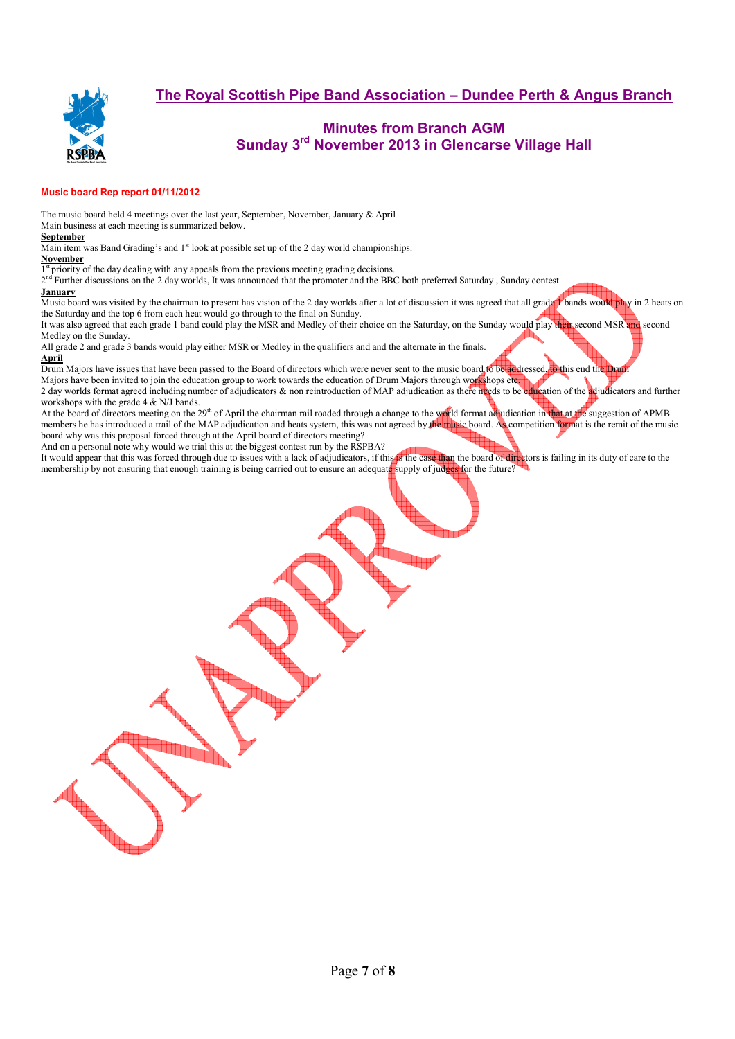# The Royal Scottish Pipe Band Association – Dundee Perth & Angus Branch

## Minutes from Branch AGM
## Sunday 3rd November 2013 in Glencarse Village Hall

**Music board Rep report 01/11/2012**

The music board held 4 meetings over the last year, September, November, January & April
Main business at each meeting is summarized below.

**September**

Main item was Band Grading's and 1st look at possible set up of the 2 day world championships.

**November**

1st priority of the day dealing with any appeals from the previous meeting grading decisions.
2nd Further discussions on the 2 day worlds, It was announced that the promoter and the BBC both preferred Saturday , Sunday contest.

**January**

Music board was visited by the chairman to present has vision of the 2 day worlds after a lot of discussion it was agreed that all grade 1 bands would play in 2 heats on the Saturday and the top 6 from each heat would go through to the final on Sunday.
It was also agreed that each grade 1 band could play the MSR and Medley of their choice on the Saturday, on the Sunday would play their second MSR and second Medley on the Sunday.
All grade 2 and grade 3 bands would play either MSR or Medley in the qualifiers and and the alternate in the finals.

**April**

Drum Majors have issues that have been passed to the Board of directors which were never sent to the music board to be addressed, to this end the Drum Majors have been invited to join the education group to work towards the education of Drum Majors through workshops etc.
2 day worlds format agreed including number of adjudicators & non reintroduction of MAP adjudication as there needs to be education of the adjudicators and further workshops with the grade 4 & N/J bands.
At the board of directors meeting on the 29th of April the chairman rail roaded through a change to the world format adjudication in that at the suggestion of APMB members he has introduced a trail of the MAP adjudication and heats system, this was not agreed by the music board. As competition format is the remit of the music board why was this proposal forced through at the April board of directors meeting?
And on a personal note why would we trial this at the biggest contest run by the RSPBA?
It would appear that this was forced through due to issues with a lack of adjudicators, if this is the case than the board of directors is failing in its duty of care to the membership by not ensuring that enough training is being carried out to ensure an adequate supply of judges for the future?

UNAPPROVED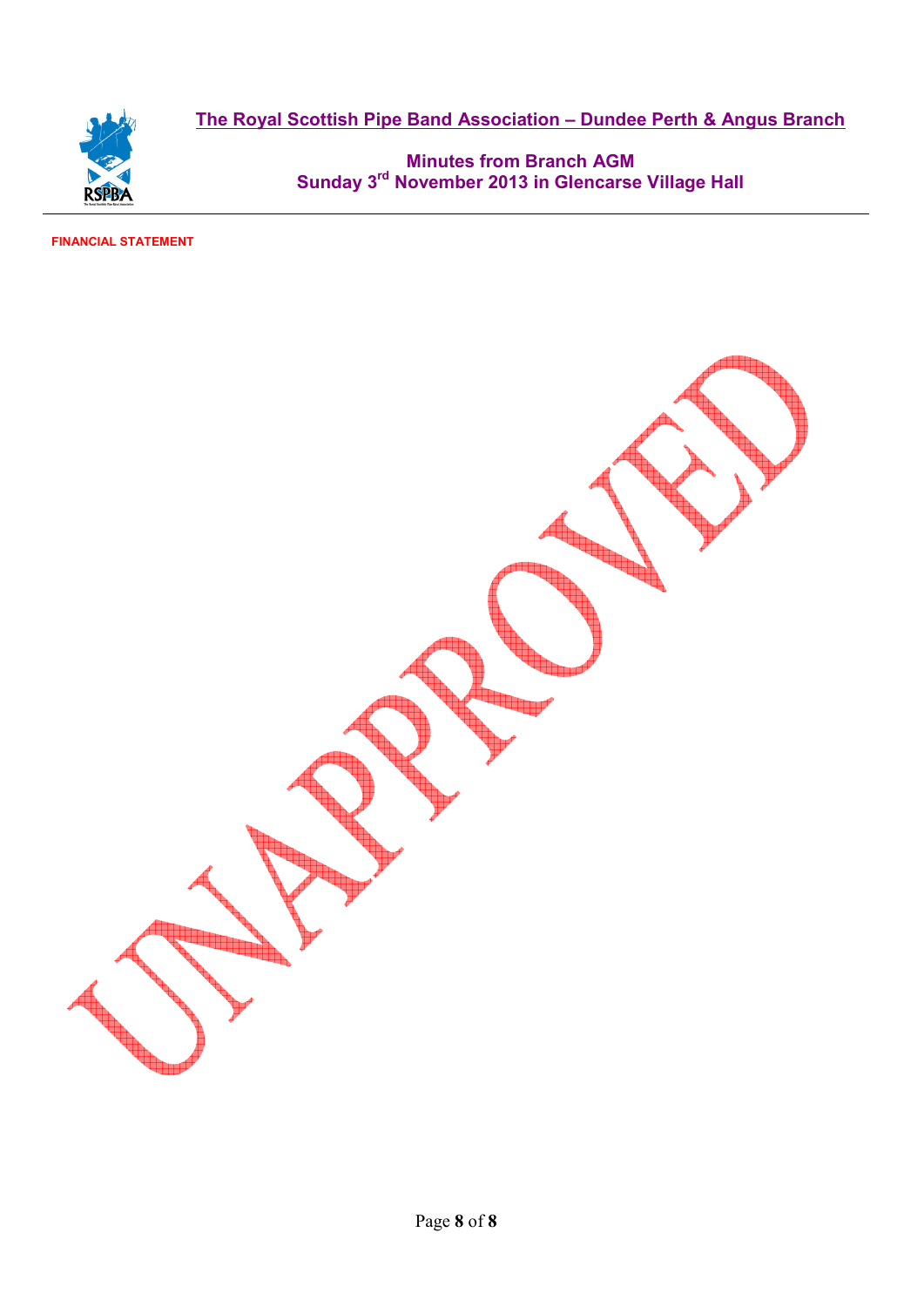FINANCIAL STATEMENT

UNAPPROVED